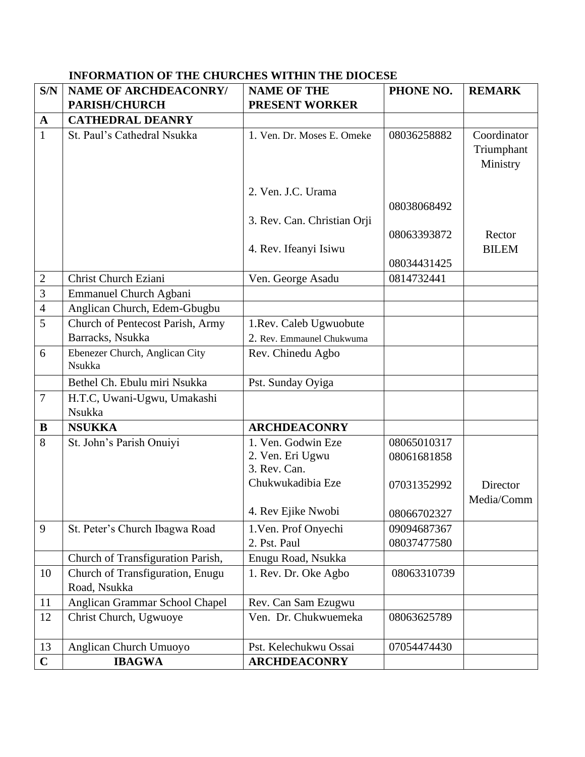**INFORMATION OF THE CHURCHES WITHIN THE DIOCESE**

| S/N | NAME OF ARCHDEACONRY/ PARISH/CHURCH | NAME OF THE PRESENT WORKER | PHONE NO. | REMARK |
|---|---|---|---|---|
| **A** | **CATHEDRAL DEANRY** | | | |
| 1 | St. Paul's Cathedral Nsukka | 1. Ven. Dr. Moses E. Omeke<br>2. Ven. J.C. Urama<br>3. Rev. Can. Christian Orji<br>4. Rev. Ifeanyi Isiwu | 08036258882<br>08038068492<br>08063393872<br>08034431425 | Coordinator Triumphant Ministry<br>Rector BILEM |
| 2 | Christ Church Eziani | Ven. George Asadu | 0814732441 | |
| 3 | Emmanuel Church Agbani | | | |
| 4 | Anglican Church, Edem-Gbugbu | | | |
| 5 | Church of Pentecost Parish, Army Barracks, Nsukka | 1.Rev. Caleb Ugwuobute<br>2. Rev. Emmaunel Chukwuma | | |
| 6 | Ebenezer Church, Anglican City Nsukka | Rev. Chinedu Agbo | | |
| | Bethel Ch. Ebulu miri Nsukka | Pst. Sunday Oyiga | | |
| 7 | H.T.C, Uwani-Ugwu, Umakashi Nsukka | | | |
| **B** | **NSUKKA** | **ARCHDEACONRY** | | |
| 8 | St. John's Parish Onuiyi | 1. Ven. Godwin Eze<br>2. Ven. Eri Ugwu<br>3. Rev. Can. Chukwukadibia Eze<br>4. Rev Ejike Nwobi | 08065010317<br>08061681858<br>07031352992<br>08066702327 | Director Media/Comm |
| 9 | St. Peter's Church Ibagwa Road | 1.Ven. Prof Onyechi<br>2. Pst. Paul | 09094687367<br>08037477580 | |
| | Church of Transfiguration Parish, | Enugu Road, Nsukka | | |
| 10 | Church of Transfiguration, Enugu Road, Nsukka | 1. Rev. Dr. Oke Agbo | 08063310739 | |
| 11 | Anglican Grammar School Chapel | Rev. Can Sam Ezugwu | | |
| 12 | Christ Church, Ugwuoye | Ven. Dr. Chukwuemeka | 08063625789 | |
| 13 | Anglican Church Umuoyo | Pst. Kelechukwu Ossai | 07054474430 | |
| **C** | **IBAGWA** | **ARCHDEACONRY** | | |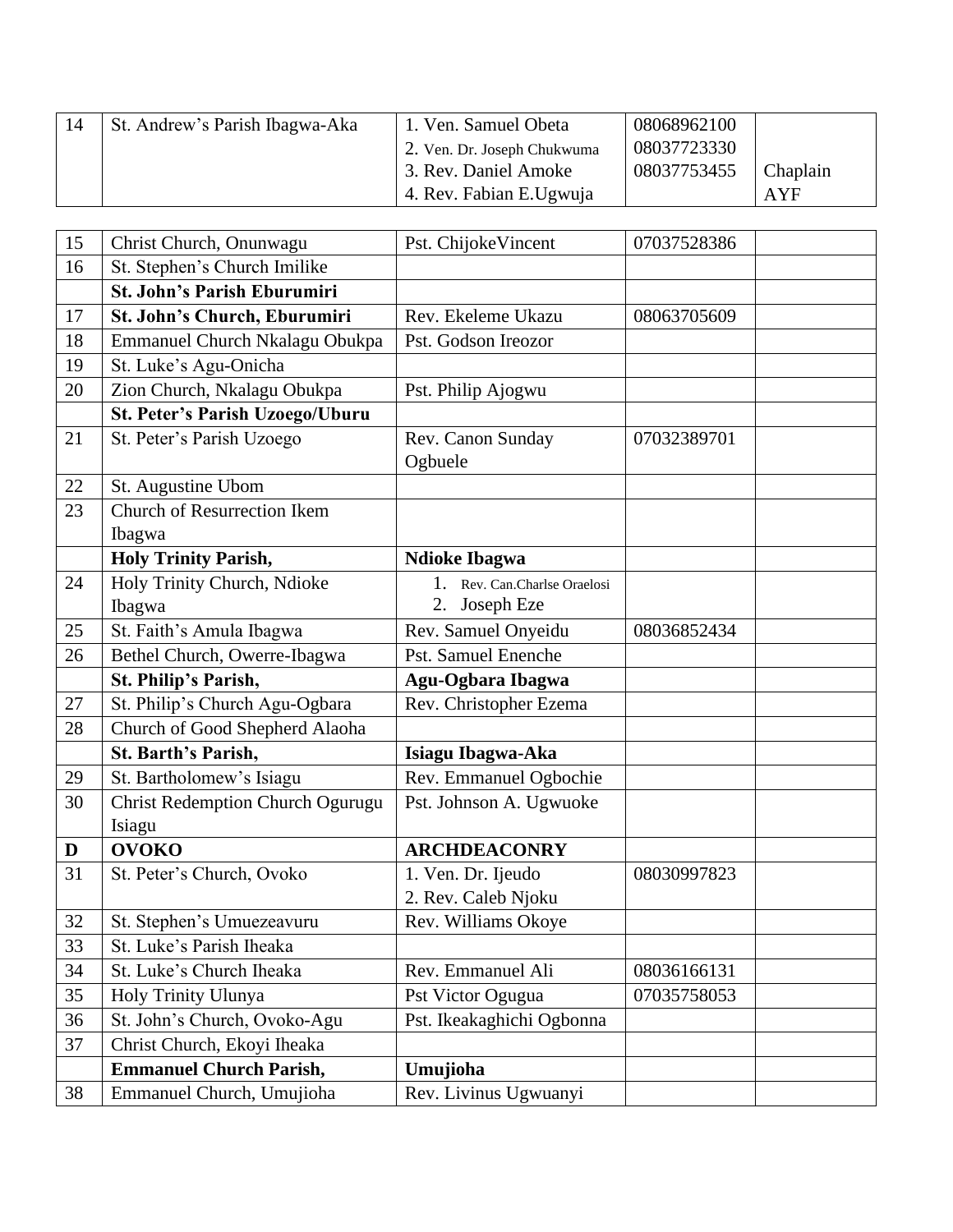| 14 | St. Andrew's Parish Ibagwa-Aka | 1. Ven. Samuel Obeta<br>2. Ven. Dr. Joseph Chukwuma<br>3. Rev. Daniel Amoke<br>4. Rev. Fabian E.Ugwuja | 08068962100<br>08037723330<br>08037753455 | <br><br>Chaplain<br>AYF |
|---|---|---|---|---|

| 15 | Christ Church, Onunwagu | Pst. ChijokeVincent | 07037528386 | |
|---|---|---|---|---|
| 16 | St. Stephen's Church Imilike | | | |
| | **St. John's Parish Eburumiri** | | | |
| 17 | **St. John's Church, Eburumiri** | Rev. Ekeleme Ukazu | 08063705609 | |
| 18 | Emmanuel Church Nkalagu Obukpa | Pst. Godson Ireozor | | |
| 19 | St. Luke's Agu-Onicha | | | |
| 20 | Zion Church, Nkalagu Obukpa | Pst. Philip Ajogwu | | |
| | **St. Peter's Parish Uzoego/Uburu** | | | |
| 21 | St. Peter's Parish Uzoego | Rev. Canon Sunday Ogbuele | 07032389701 | |
| 22 | St. Augustine Ubom | | | |
| 23 | Church of Resurrection Ikem Ibagwa | | | |
| | **Holy Trinity Parish,** | **Ndioke Ibagwa** | | |
| 24 | Holy Trinity Church, Ndioke Ibagwa | 1. Rev. Can.Charlse Oraelosi<br>2. Joseph Eze | | |
| 25 | St. Faith's Amula Ibagwa | Rev. Samuel Onyeidu | 08036852434 | |
| 26 | Bethel Church, Owerre-Ibagwa | Pst. Samuel Enenche | | |
| | **St. Philip's Parish,** | **Agu-Ogbara Ibagwa** | | |
| 27 | St. Philip's Church Agu-Ogbara | Rev. Christopher Ezema | | |
| 28 | Church of Good Shepherd Alaoha | | | |
| | **St. Barth's Parish,** | **Isiagu Ibagwa-Aka** | | |
| 29 | St. Bartholomew's Isiagu | Rev. Emmanuel Ogbochie | | |
| 30 | Christ Redemption Church Ogurugu Isiagu | Pst. Johnson A. Ugwuoke | | |
| **D** | **OVOKO** | **ARCHDEACONRY** | | |
| 31 | St. Peter's Church, Ovoko | 1. Ven. Dr. Ijeudo<br>2. Rev. Caleb Njoku | 08030997823 | |
| 32 | St. Stephen's Umuezeavuru | Rev. Williams Okoye | | |
| 33 | St. Luke's Parish Iheaka | | | |
| 34 | St. Luke's Church Iheaka | Rev. Emmanuel Ali | 08036166131 | |
| 35 | Holy Trinity Ulunya | Pst Victor Ogugua | 07035758053 | |
| 36 | St. John's Church, Ovoko-Agu | Pst. Ikeakaghichi Ogbonna | | |
| 37 | Christ Church, Ekoyi Iheaka | | | |
| | **Emmanuel Church Parish,** | **Umujioha** | | |
| 38 | Emmanuel Church, Umujioha | Rev. Livinus Ugwuanyi | | |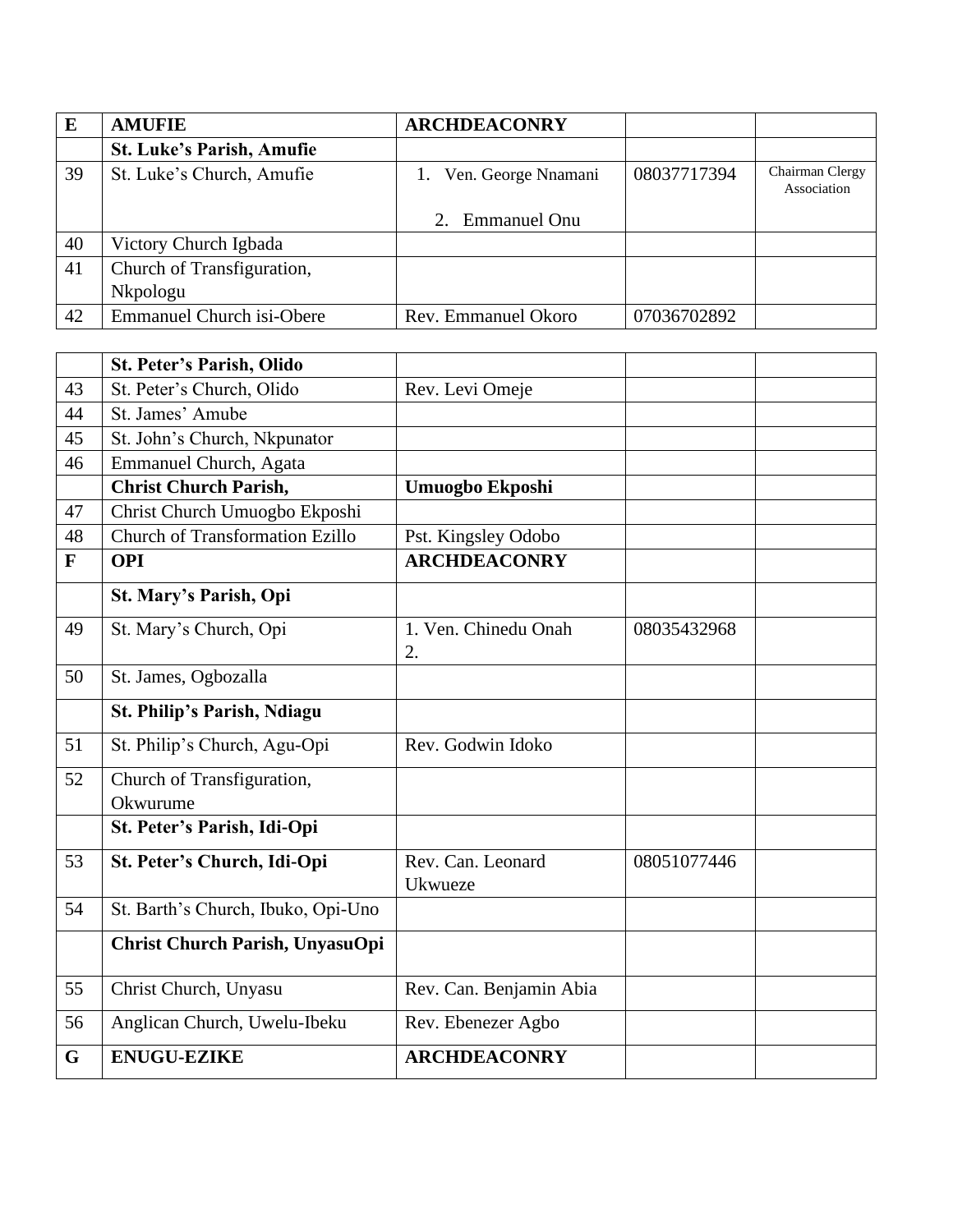| E | **AMUFIE** | **ARCHDEACONRY** | | |
|---|---|---|---|---|
| | **St. Luke's Parish, Amufie** | | | |
| 39 | St. Luke's Church, Amufie | 1. Ven. George Nnamani<br>2. Emmanuel Onu | 08037717394 | Chairman Clergy Association |
| 40 | Victory Church Igbada | | | |
| 41 | Church of Transfiguration, Nkpologu | | | |
| 42 | Emmanuel Church isi-Obere | Rev. Emmanuel Okoro | 07036702892 | |

| | **St. Peter's Parish, Olido** | | | |
|---|---|---|---|---|
| 43 | St. Peter's Church, Olido | Rev. Levi Omeje | | |
| 44 | St. James' Amube | | | |
| 45 | St. John's Church, Nkpunator | | | |
| 46 | Emmanuel Church, Agata | | | |
| | **Christ Church Parish,** | **Umuogbo Ekposhi** | | |
| 47 | Christ Church Umuogbo Ekposhi | | | |
| 48 | Church of Transformation Ezillo | Pst. Kingsley Odobo | | |
| **F** | **OPI** | **ARCHDEACONRY** | | |
| | **St. Mary's Parish, Opi** | | | |
| 49 | St. Mary's Church, Opi | 1. Ven. Chinedu Onah<br>2. | 08035432968 | |
| 50 | St. James, Ogbozalla | | | |
| | **St. Philip's Parish, Ndiagu** | | | |
| 51 | St. Philip's Church, Agu-Opi | Rev. Godwin Idoko | | |
| 52 | Church of Transfiguration, Okwurume | | | |
| | **St. Peter's Parish, Idi-Opi** | | | |
| 53 | **St. Peter's Church, Idi-Opi** | Rev. Can. Leonard Ukwueze | 08051077446 | |
| 54 | St. Barth's Church, Ibuko, Opi-Uno | | | |
| | **Christ Church Parish, UnyasuOpi** | | | |
| 55 | Christ Church, Unyasu | Rev. Can. Benjamin Abia | | |
| 56 | Anglican Church, Uwelu-Ibeku | Rev. Ebenezer Agbo | | |
| **G** | **ENUGU-EZIKE** | **ARCHDEACONRY** | | |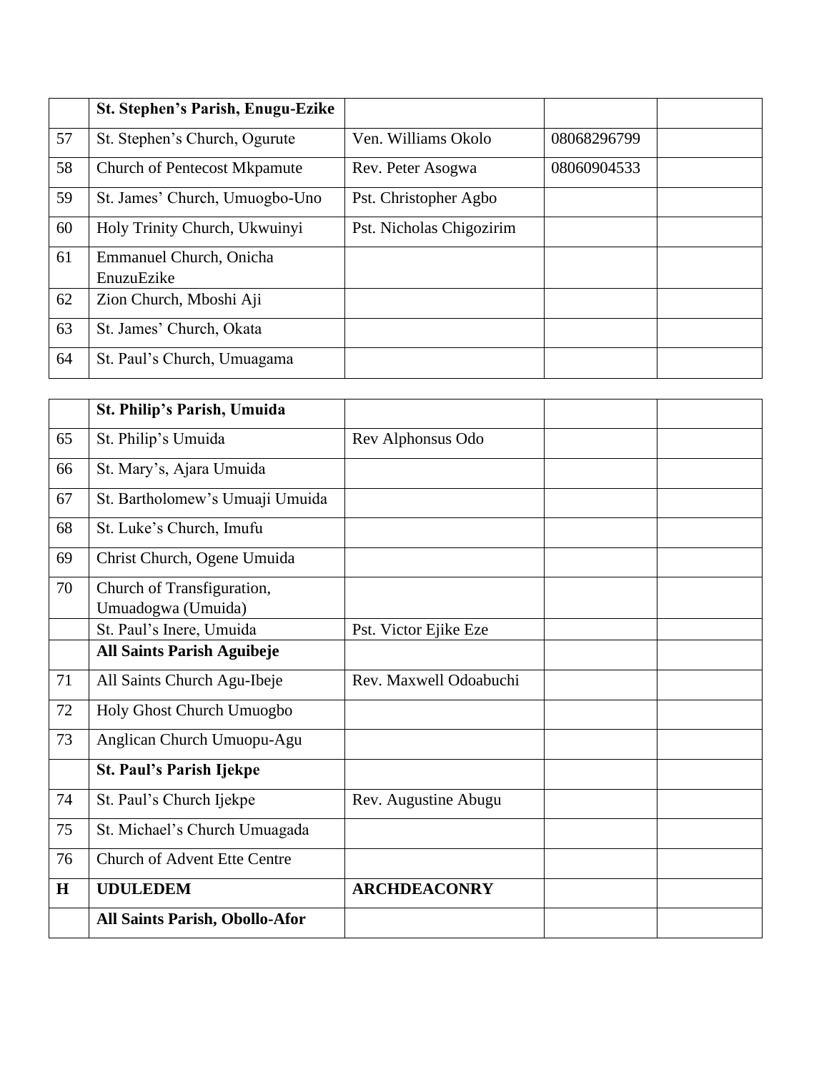| | **St. Stephen's Parish, Enugu-Ezike** | | | |
|---|---|---|---|---|
| 57 | St. Stephen's Church, Ogurute | Ven. Williams Okolo | 08068296799 | |
| 58 | Church of Pentecost Mkpamute | Rev. Peter Asogwa | 08060904533 | |
| 59 | St. James' Church, Umuogbo-Uno | Pst. Christopher Agbo | | |
| 60 | Holy Trinity Church, Ukwuinyi | Pst. Nicholas Chigozirim | | |
| 61 | Emmanuel Church, Onicha EnuzuEzike | | | |
| 62 | Zion Church, Mboshi Aji | | | |
| 63 | St. James' Church, Okata | | | |
| 64 | St. Paul's Church, Umuagama | | | |

| | **St. Philip's Parish, Umuida** | | | |
|---|---|---|---|---|
| 65 | St. Philip's Umuida | Rev Alphonsus Odo | | |
| 66 | St. Mary's, Ajara Umuida | | | |
| 67 | St. Bartholomew's Umuaji Umuida | | | |
| 68 | St. Luke's Church, Imufu | | | |
| 69 | Christ Church, Ogene Umuida | | | |
| 70 | Church of Transfiguration, Umuadogwa (Umuida) | | | |
| | St. Paul's Inere, Umuida | Pst. Victor Ejike Eze | | |
| | **All Saints Parish Aguibeje** | | | |
| 71 | All Saints Church Agu-Ibeje | Rev. Maxwell Odoabuchi | | |
| 72 | Holy Ghost Church Umuogbo | | | |
| 73 | Anglican Church Umuopu-Agu | | | |
| | **St. Paul's Parish Ijekpe** | | | |
| 74 | St. Paul's Church Ijekpe | Rev. Augustine Abugu | | |
| 75 | St. Michael's Church Umuagada | | | |
| 76 | Church of Advent Ette Centre | | | |
| **H** | **UDULEDEM** | **ARCHDEACONRY** | | |
| | **All Saints Parish, Obollo-Afor** | | | |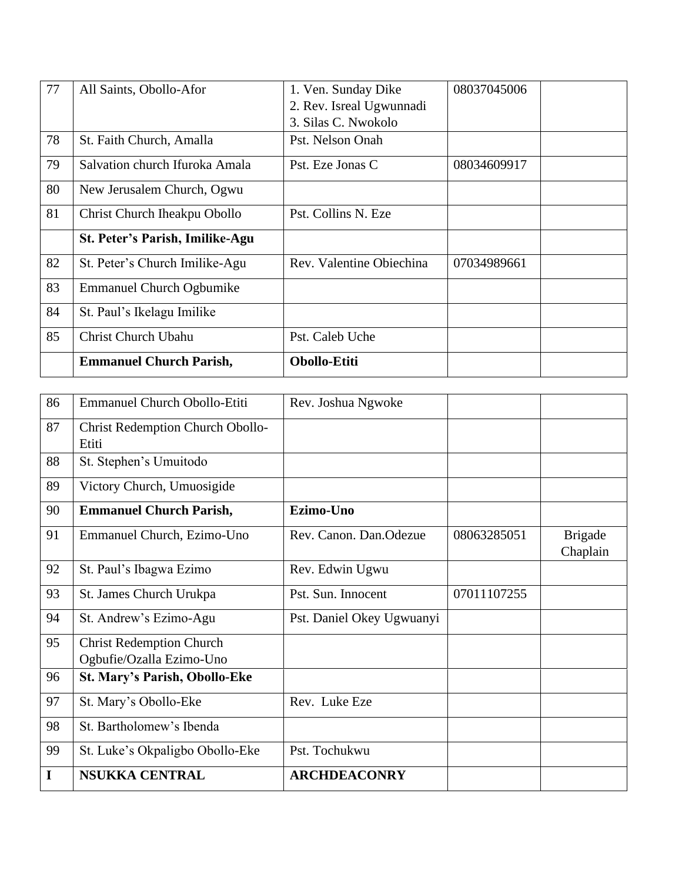| 77 | All Saints, Obollo-Afor | 1. Ven. Sunday Dike<br>2. Rev. Isreal Ugwunnadi<br>3. Silas C. Nwokolo | 08037045006 | |
|---|---|---|---|---|
| 78 | St. Faith Church, Amalla | Pst. Nelson Onah | | |
| 79 | Salvation church Ifuroka Amala | Pst. Eze Jonas C | 08034609917 | |
| 80 | New Jerusalem Church, Ogwu | | | |
| 81 | Christ Church Iheakpu Obollo | Pst. Collins N. Eze | | |
| | **St. Peter's Parish, Imilike-Agu** | | | |
| 82 | St. Peter's Church Imilike-Agu | Rev. Valentine Obiechina | 07034989661 | |
| 83 | Emmanuel Church Ogbumike | | | |
| 84 | St. Paul's Ikelagu Imilike | | | |
| 85 | Christ Church Ubahu | Pst. Caleb Uche | | |
| | **Emmanuel Church Parish,** | **Obollo-Etiti** | | |
| 86 | Emmanuel Church Obollo-Etiti | Rev. Joshua Ngwoke | | |
| 87 | Christ Redemption Church Obollo-Etiti | | | |
| 88 | St. Stephen's Umuitodo | | | |
| 89 | Victory Church, Umuosigide | | | |
| 90 | **Emmanuel Church Parish,** | **Ezimo-Uno** | | |
| 91 | Emmanuel Church, Ezimo-Uno | Rev. Canon. Dan.Odezue | 08063285051 | Brigade Chaplain |
| 92 | St. Paul's Ibagwa Ezimo | Rev. Edwin Ugwu | | |
| 93 | St. James Church Urukpa | Pst. Sun. Innocent | 07011107255 | |
| 94 | St. Andrew's Ezimo-Agu | Pst. Daniel Okey Ugwuanyi | | |
| 95 | Christ Redemption Church Ogbufie/Ozalla Ezimo-Uno | | | |
| 96 | **St. Mary's Parish, Obollo-Eke** | | | |
| 97 | St. Mary's Obollo-Eke | Rev. Luke Eze | | |
| 98 | St. Bartholomew's Ibenda | | | |
| 99 | St. Luke's Okpaligbo Obollo-Eke | Pst. Tochukwu | | |
| **I** | **NSUKKA CENTRAL** | **ARCHDEACONRY** | | |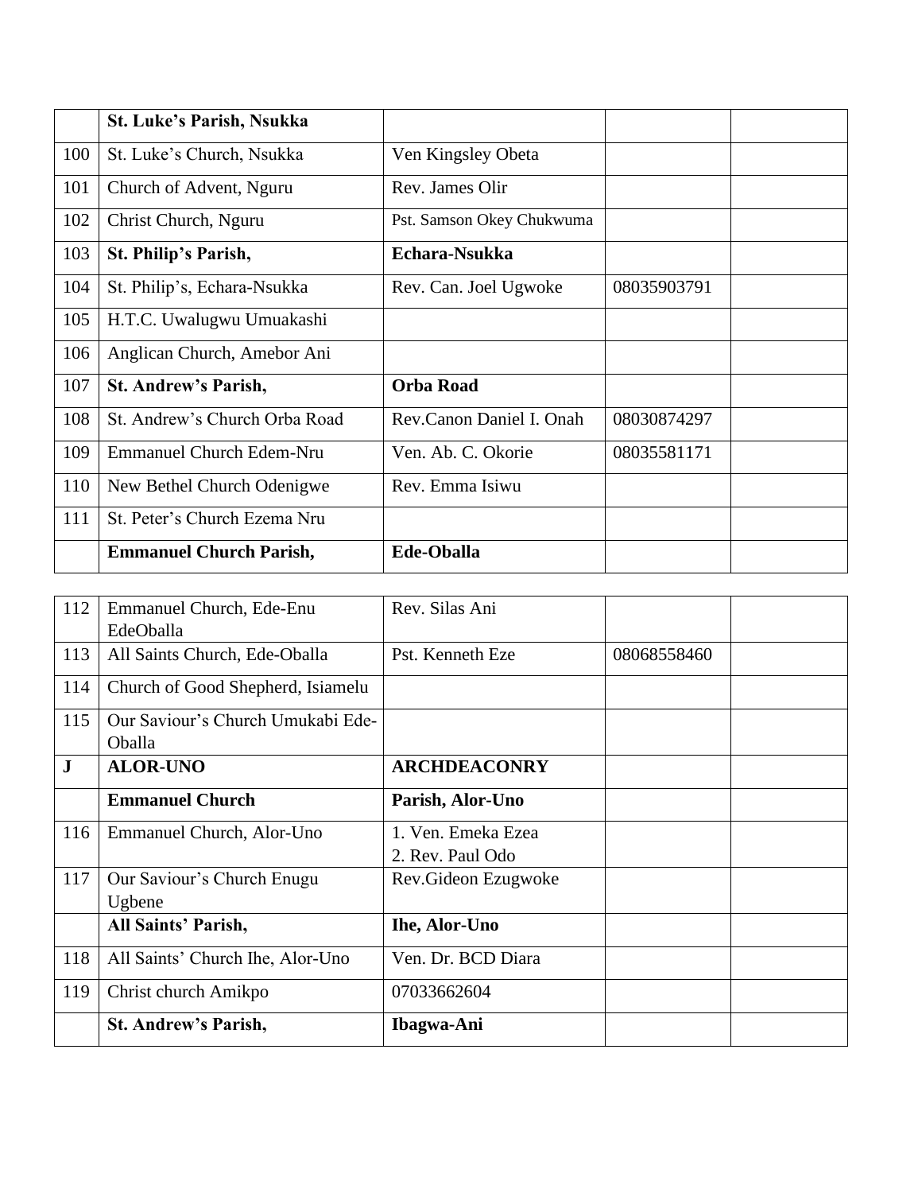| | **St. Luke's Parish, Nsukka** | | | |
|---|---|---|---|---|
| 100 | St. Luke's Church, Nsukka | Ven Kingsley Obeta | | |
| 101 | Church of Advent, Nguru | Rev. James Olir | | |
| 102 | Christ Church, Nguru | Pst. Samson Okey Chukwuma | | |
| 103 | **St. Philip's Parish,** | **Echara-Nsukka** | | |
| 104 | St. Philip's, Echara-Nsukka | Rev. Can. Joel Ugwoke | 08035903791 | |
| 105 | H.T.C. Uwalugwu Umuakashi | | | |
| 106 | Anglican Church, Amebor Ani | | | |
| 107 | **St. Andrew's Parish,** | **Orba Road** | | |
| 108 | St. Andrew's Church Orba Road | Rev.Canon Daniel I. Onah | 08030874297 | |
| 109 | Emmanuel Church Edem-Nru | Ven. Ab. C. Okorie | 08035581171 | |
| 110 | New Bethel Church Odenigwe | Rev. Emma Isiwu | | |
| 111 | St. Peter's Church Ezema Nru | | | |
| | **Emmanuel Church Parish,** | **Ede-Oballa** | | |
| 112 | Emmanuel Church, Ede-Enu EdeOballa | Rev. Silas Ani | | |
| 113 | All Saints Church, Ede-Oballa | Pst. Kenneth Eze | 08068558460 | |
| 114 | Church of Good Shepherd, Isiamelu | | | |
| 115 | Our Saviour's Church Umukabi Ede-Oballa | | | |
| **J** | **ALOR-UNO** | **ARCHDEACONRY** | | |
| | **Emmanuel Church** | **Parish, Alor-Uno** | | |
| 116 | Emmanuel Church, Alor-Uno | 1. Ven. Emeka Ezea<br>2. Rev. Paul Odo | | |
| 117 | Our Saviour's Church Enugu Ugbene | Rev.Gideon Ezugwoke | | |
| | **All Saints' Parish,** | **Ihe, Alor-Uno** | | |
| 118 | All Saints' Church Ihe, Alor-Uno | Ven. Dr. BCD Diara | | |
| 119 | Christ church Amikpo | 07033662604 | | |
| | **St. Andrew's Parish,** | **Ibagwa-Ani** | | |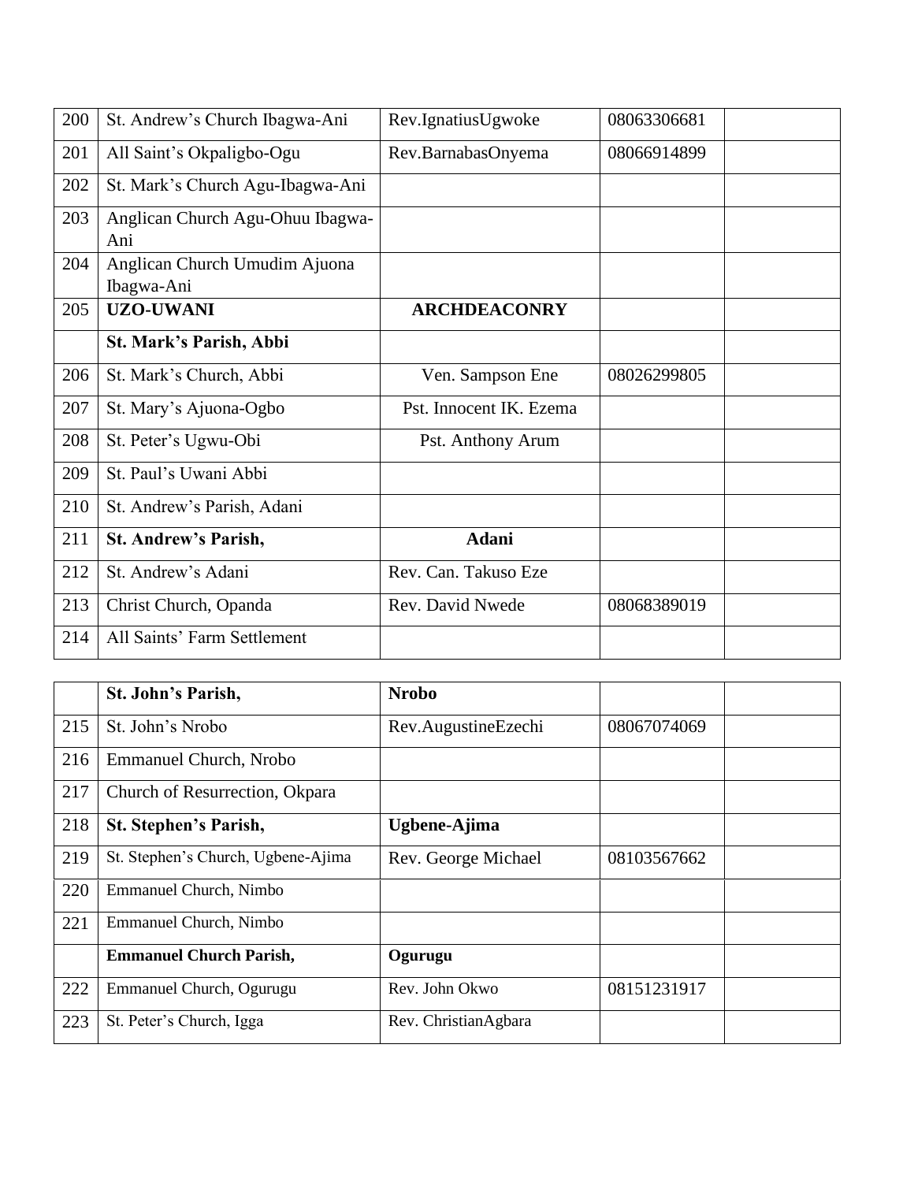| | | | | |
|---|---|---|---|---|
| 200 | St. Andrew's Church Ibagwa-Ani | Rev.IgnatiusUgwoke | 08063306681 | |
| 201 | All Saint's Okpaligbo-Ogu | Rev.BarnabasOnyema | 08066914899 | |
| 202 | St. Mark's Church Agu-Ibagwa-Ani | | | |
| 203 | Anglican Church Agu-Ohuu Ibagwa-Ani | | | |
| 204 | Anglican Church Umudim Ajuona Ibagwa-Ani | | | |
| 205 | **UZO-UWANI** | **ARCHDEACONRY** | | |
| | **St. Mark's Parish, Abbi** | | | |
| 206 | St. Mark's Church, Abbi | Ven. Sampson Ene | 08026299805 | |
| 207 | St. Mary's Ajuona-Ogbo | Pst. Innocent IK. Ezema | | |
| 208 | St. Peter's Ugwu-Obi | Pst. Anthony Arum | | |
| 209 | St. Paul's Uwani Abbi | | | |
| 210 | St. Andrew's Parish, Adani | | | |
| 211 | **St. Andrew's Parish,** | **Adani** | | |
| 212 | St. Andrew's Adani | Rev. Can. Takuso Eze | | |
| 213 | Christ Church, Opanda | Rev. David Nwede | 08068389019 | |
| 214 | All Saints' Farm Settlement | | | |
| | **St. John's Parish,** | **Nrobo** | | |
| 215 | St. John's Nrobo | Rev.AugustineEzechi | 08067074069 | |
| 216 | Emmanuel Church, Nrobo | | | |
| 217 | Church of Resurrection, Okpara | | | |
| 218 | **St. Stephen's Parish,** | **Ugbene-Ajima** | | |
| 219 | St. Stephen's Church, Ugbene-Ajima | Rev. George Michael | 08103567662 | |
| 220 | Emmanuel Church, Nimbo | | | |
| 221 | Emmanuel Church, Nimbo | | | |
| | **Emmanuel Church Parish,** | **Ogurugu** | | |
| 222 | Emmanuel Church, Ogurugu | Rev. John Okwo | 08151231917 | |
| 223 | St. Peter's Church, Igga | Rev. ChristianAgbara | | |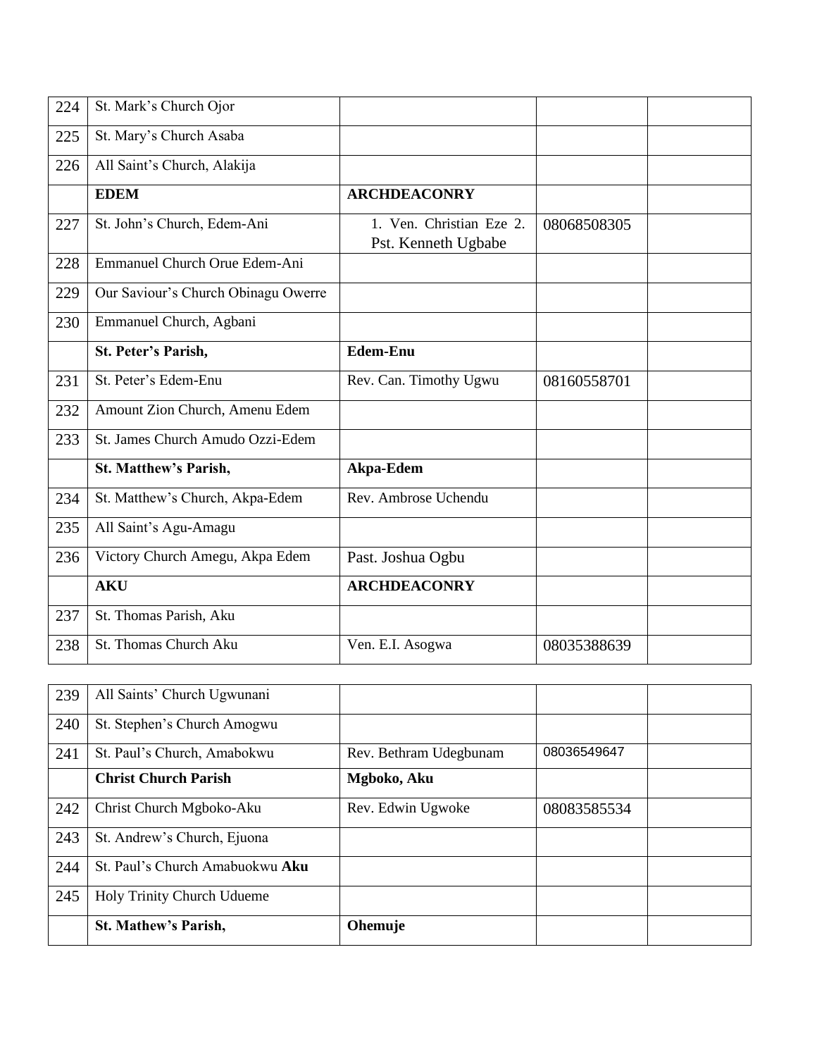| | | | | |
|---|---|---|---|---|
| 224 | St. Mark's Church Ojor | | | |
| 225 | St. Mary's Church Asaba | | | |
| 226 | All Saint's Church, Alakija | | | |
| | **EDEM** | **ARCHDEACONRY** | | |
| 227 | St. John's Church, Edem-Ani | 1. Ven. Christian Eze 2. Pst. Kenneth Ugbabe | 08068508305 | |
| 228 | Emmanuel Church Orue Edem-Ani | | | |
| 229 | Our Saviour's Church Obinagu Owerre | | | |
| 230 | Emmanuel Church, Agbani | | | |
| | **St. Peter's Parish,** | **Edem-Enu** | | |
| 231 | St. Peter's Edem-Enu | Rev. Can. Timothy Ugwu | 08160558701 | |
| 232 | Amount Zion Church, Amenu Edem | | | |
| 233 | St. James Church Amudo Ozzi-Edem | | | |
| | **St. Matthew's Parish,** | **Akpa-Edem** | | |
| 234 | St. Matthew's Church, Akpa-Edem | Rev. Ambrose Uchendu | | |
| 235 | All Saint's Agu-Amagu | | | |
| 236 | Victory Church Amegu, Akpa Edem | Past. Joshua Ogbu | | |
| | **AKU** | **ARCHDEACONRY** | | |
| 237 | St. Thomas Parish, Aku | | | |
| 238 | St. Thomas Church Aku | Ven. E.I. Asogwa | 08035388639 | |
| 239 | All Saints' Church Ugwunani | | | |
| 240 | St. Stephen's Church Amogwu | | | |
| 241 | St. Paul's Church, Amabokwu | Rev. Bethram Udegbunam | 08036549647 | |
| | **Christ Church Parish** | **Mgboko, Aku** | | |
| 242 | Christ Church Mgboko-Aku | Rev. Edwin Ugwoke | 08083585534 | |
| 243 | St. Andrew's Church, Ejuona | | | |
| 244 | St. Paul's Church Amabuokwu **Aku** | | | |
| 245 | Holy Trinity Church Udueme | | | |
| | **St. Mathew's Parish,** | **Ohemuje** | | |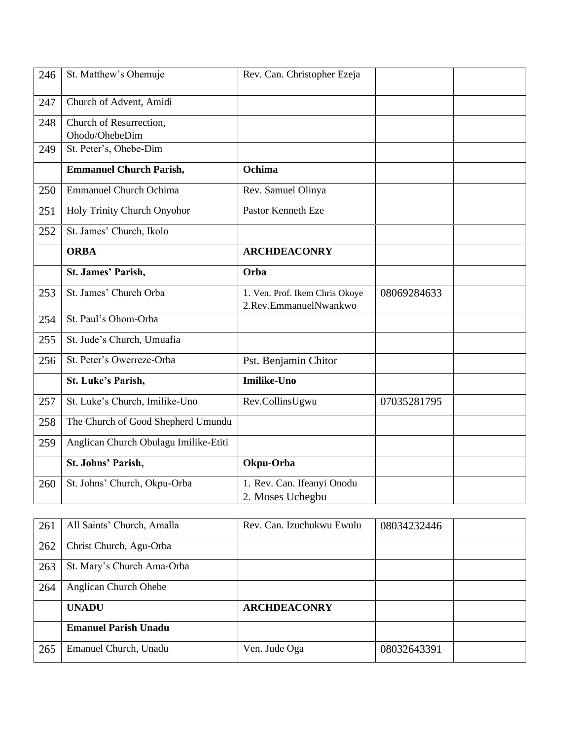| 246 | St. Matthew's Ohemuje | Rev. Can. Christopher Ezeja | | |
|---|---|---|---|---|
| 247 | Church of Advent, Amidi | | | |
| 248 | Church of Resurrection, Ohodo/OhebeDim | | | |
| 249 | St. Peter's, Ohebe-Dim | | | |
| | **Emmanuel Church Parish,** | **Ochima** | | |
| 250 | Emmanuel Church Ochima | Rev. Samuel Olinya | | |
| 251 | Holy Trinity Church Onyohor | Pastor Kenneth Eze | | |
| 252 | St. James' Church, Ikolo | | | |
| | **ORBA** | **ARCHDEACONRY** | | |
| | **St. James' Parish,** | **Orba** | | |
| 253 | St. James' Church Orba | 1. Ven. Prof. Ikem Chris Okoye 2.Rev.EmmanuelNwankwo | 08069284633 | |
| 254 | St. Paul's Ohom-Orba | | | |
| 255 | St. Jude's Church, Umuafia | | | |
| 256 | St. Peter's Owerreze-Orba | Pst. Benjamin Chitor | | |
| | **St. Luke's Parish,** | **Imilike-Uno** | | |
| 257 | St. Luke's Church, Imilike-Uno | Rev.CollinsUgwu | 07035281795 | |
| 258 | The Church of Good Shepherd Umundu | | | |
| 259 | Anglican Church Obulagu Imilike-Etiti | | | |
| | **St. Johns' Parish,** | **Okpu-Orba** | | |
| 260 | St. Johns' Church, Okpu-Orba | 1. Rev. Can. Ifeanyi Onodu 2. Moses Uchegbu | | |
| 261 | All Saints' Church, Amalla | Rev. Can. Izuchukwu Ewulu | 08034232446 | |
| 262 | Christ Church, Agu-Orba | | | |
| 263 | St. Mary's Church Ama-Orba | | | |
| 264 | Anglican Church Ohebe | | | |
| | **UNADU** | **ARCHDEACONRY** | | |
| | **Emanuel Parish Unadu** | | | |
| 265 | Emanuel Church, Unadu | Ven. Jude Oga | 08032643391 | |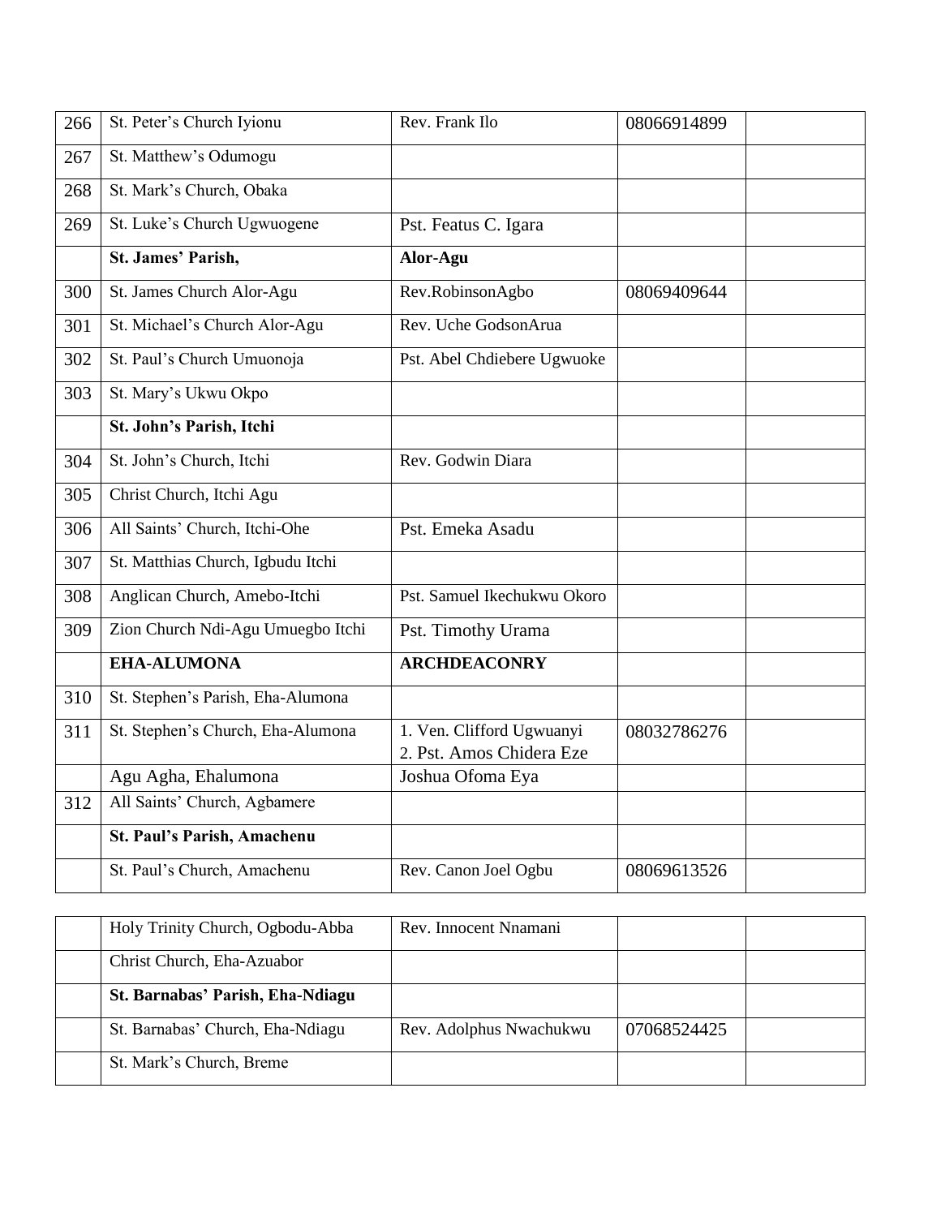| | | | | |
|---|---|---|---|---|
| 266 | St. Peter's Church Iyionu | Rev. Frank Ilo | 08066914899 | |
| 267 | St. Matthew's Odumogu | | | |
| 268 | St. Mark's Church, Obaka | | | |
| 269 | St. Luke's Church Ugwuogene | Pst. Featus C. Igara | | |
| | **St. James' Parish,** | **Alor-Agu** | | |
| 300 | St. James Church Alor-Agu | Rev.RobinsonAgbo | 08069409644 | |
| 301 | St. Michael's Church Alor-Agu | Rev. Uche GodsonArua | | |
| 302 | St. Paul's Church Umuonoja | Pst. Abel Chdiebere Ugwuoke | | |
| 303 | St. Mary's Ukwu Okpo | | | |
| | **St. John's Parish, Itchi** | | | |
| 304 | St. John's Church, Itchi | Rev. Godwin Diara | | |
| 305 | Christ Church, Itchi Agu | | | |
| 306 | All Saints' Church, Itchi-Ohe | Pst. Emeka Asadu | | |
| 307 | St. Matthias Church, Igbudu Itchi | | | |
| 308 | Anglican Church, Amebo-Itchi | Pst. Samuel Ikechukwu Okoro | | |
| 309 | Zion Church Ndi-Agu Umuegbo Itchi | Pst. Timothy Urama | | |
| | **EHA-ALUMONA** | **ARCHDEACONRY** | | |
| 310 | St. Stephen's Parish, Eha-Alumona | | | |
| 311 | St. Stephen's Church, Eha-Alumona | 1. Ven. Clifford Ugwuanyi<br>2. Pst. Amos Chidera Eze | 08032786276 | |
| | Agu Agha, Ehalumona | Joshua Ofoma Eya | | |
| 312 | All Saints' Church, Agbamere | | | |
| | **St. Paul's Parish, Amachenu** | | | |
| | St. Paul's Church, Amachenu | Rev. Canon Joel Ogbu | 08069613526 | |
| | Holy Trinity Church, Ogbodu-Abba | Rev. Innocent Nnamani | | |
| | Christ Church, Eha-Azuabor | | | |
| | **St. Barnabas' Parish, Eha-Ndiagu** | | | |
| | St. Barnabas' Church, Eha-Ndiagu | Rev. Adolphus Nwachukwu | 07068524425 | |
| | St. Mark's Church, Breme | | | |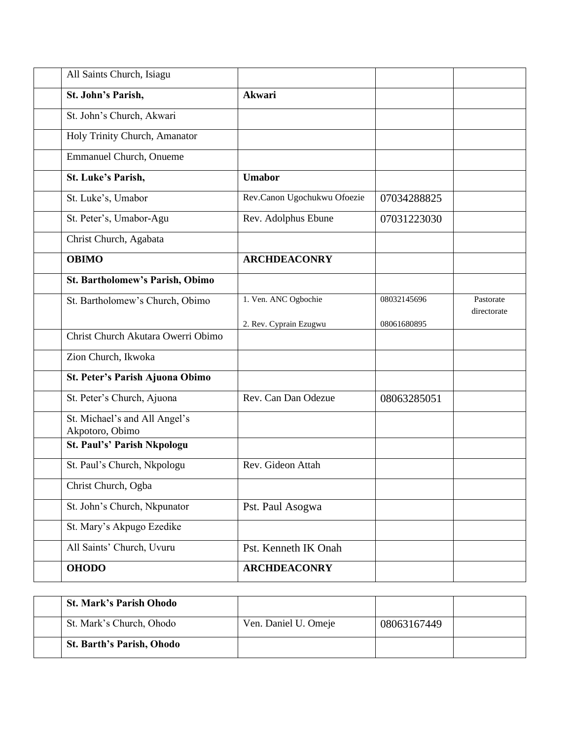| | | | | |
|---|---|---|---|---|
| | All Saints Church, Isiagu | | | |
| | **St. John's Parish,** | **Akwari** | | |
| | St. John's Church, Akwari | | | |
| | Holy Trinity Church, Amanator | | | |
| | Emmanuel Church, Onueme | | | |
| | **St. Luke's Parish,** | **Umabor** | | |
| | St. Luke's, Umabor | Rev.Canon Ugochukwu Ofoezie | 07034288825 | |
| | St. Peter's, Umabor-Agu | Rev. Adolphus Ebune | 07031223030 | |
| | Christ Church, Agabata | | | |
| | **OBIMO** | **ARCHDEACONRY** | | |
| | **St. Bartholomew's Parish, Obimo** | | | |
| | St. Bartholomew's Church, Obimo | 1. Ven. ANC Ogbochie<br>2. Rev. Cyprain Ezugwu | 08032145696<br>08061680895 | Pastorate directorate |
| | Christ Church Akutara Owerri Obimo | | | |
| | Zion Church, Ikwoka | | | |
| | **St. Peter's Parish Ajuona Obimo** | | | |
| | St. Peter's Church, Ajuona | Rev. Can Dan Odezue | 08063285051 | |
| | St. Michael's and All Angel's Akpotoro, Obimo | | | |
| | **St. Paul's' Parish Nkpologu** | | | |
| | St. Paul's Church, Nkpologu | Rev. Gideon Attah | | |
| | Christ Church, Ogba | | | |
| | St. John's Church, Nkpunator | Pst. Paul Asogwa | | |
| | St. Mary's Akpugo Ezedike | | | |
| | All Saints' Church, Uvuru | Pst. Kenneth IK Onah | | |
| | **OHODO** | **ARCHDEACONRY** | | |
| | **St. Mark's Parish Ohodo** | | | |
| | St. Mark's Church, Ohodo | Ven. Daniel U. Omeje | 08063167449 | |
| | **St. Barth's Parish, Ohodo** | | | |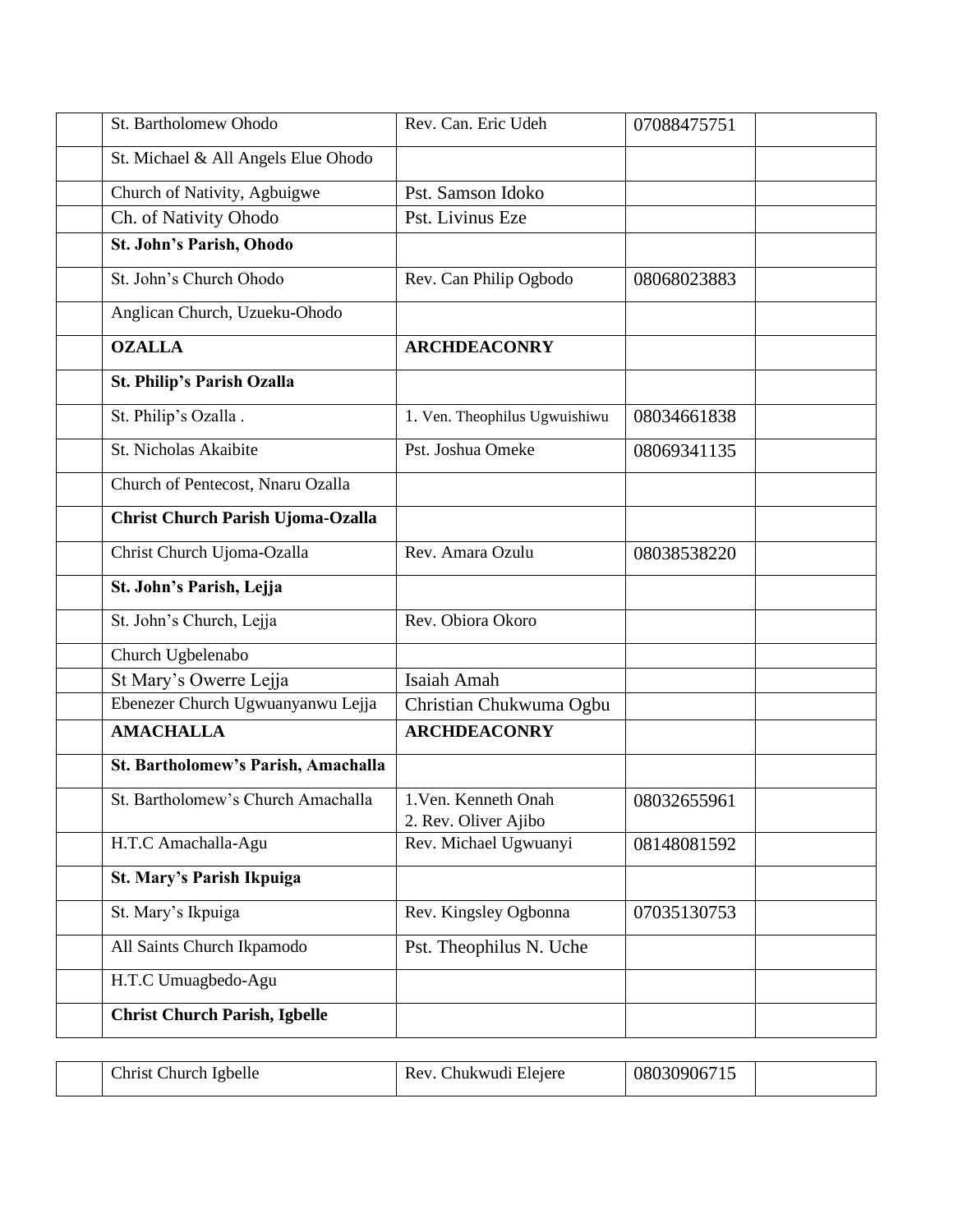| | | | | |
|---|---|---|---|---|
| | St. Bartholomew Ohodo | Rev. Can. Eric Udeh | 07088475751 | |
| | St. Michael & All Angels Elue Ohodo | | | |
| | Church of Nativity, Agbuigwe | Pst. Samson Idoko | | |
| | Ch. of Nativity Ohodo | Pst. Livinus Eze | | |
| | **St. John's Parish, Ohodo** | | | |
| | St. John's Church Ohodo | Rev. Can Philip Ogbodo | 08068023883 | |
| | Anglican Church, Uzueku-Ohodo | | | |
| | **OZALLA** | **ARCHDEACONRY** | | |
| | **St. Philip's Parish Ozalla** | | | |
| | St. Philip's Ozalla . | 1. Ven. Theophilus Ugwuishiwu | 08034661838 | |
| | St. Nicholas Akaibite | Pst. Joshua Omeke | 08069341135 | |
| | Church of Pentecost, Nnaru Ozalla | | | |
| | **Christ Church Parish Ujoma-Ozalla** | | | |
| | Christ Church Ujoma-Ozalla | Rev. Amara Ozulu | 08038538220 | |
| | **St. John's Parish, Lejja** | | | |
| | St. John's Church, Lejja | Rev. Obiora Okoro | | |
| | Church Ugbelenabo | | | |
| | St Mary's Owerre Lejja | Isaiah Amah | | |
| | Ebenezer Church Ugwuanyanwu Lejja | Christian Chukwuma Ogbu | | |
| | **AMACHALLA** | **ARCHDEACONRY** | | |
| | **St. Bartholomew's Parish, Amachalla** | | | |
| | St. Bartholomew's Church Amachalla | 1.Ven. Kenneth Onah<br>2. Rev. Oliver Ajibo | 08032655961 | |
| | H.T.C Amachalla-Agu | Rev. Michael Ugwuanyi | 08148081592 | |
| | **St. Mary's Parish Ikpuiga** | | | |
| | St. Mary's Ikpuiga | Rev. Kingsley Ogbonna | 07035130753 | |
| | All Saints Church Ikpamodo | Pst. Theophilus N. Uche | | |
| | H.T.C Umuagbedo-Agu | | | |
| | **Christ Church Parish, Igbelle** | | | |
| | Christ Church Igbelle | Rev. Chukwudi Elejere | 08030906715 | |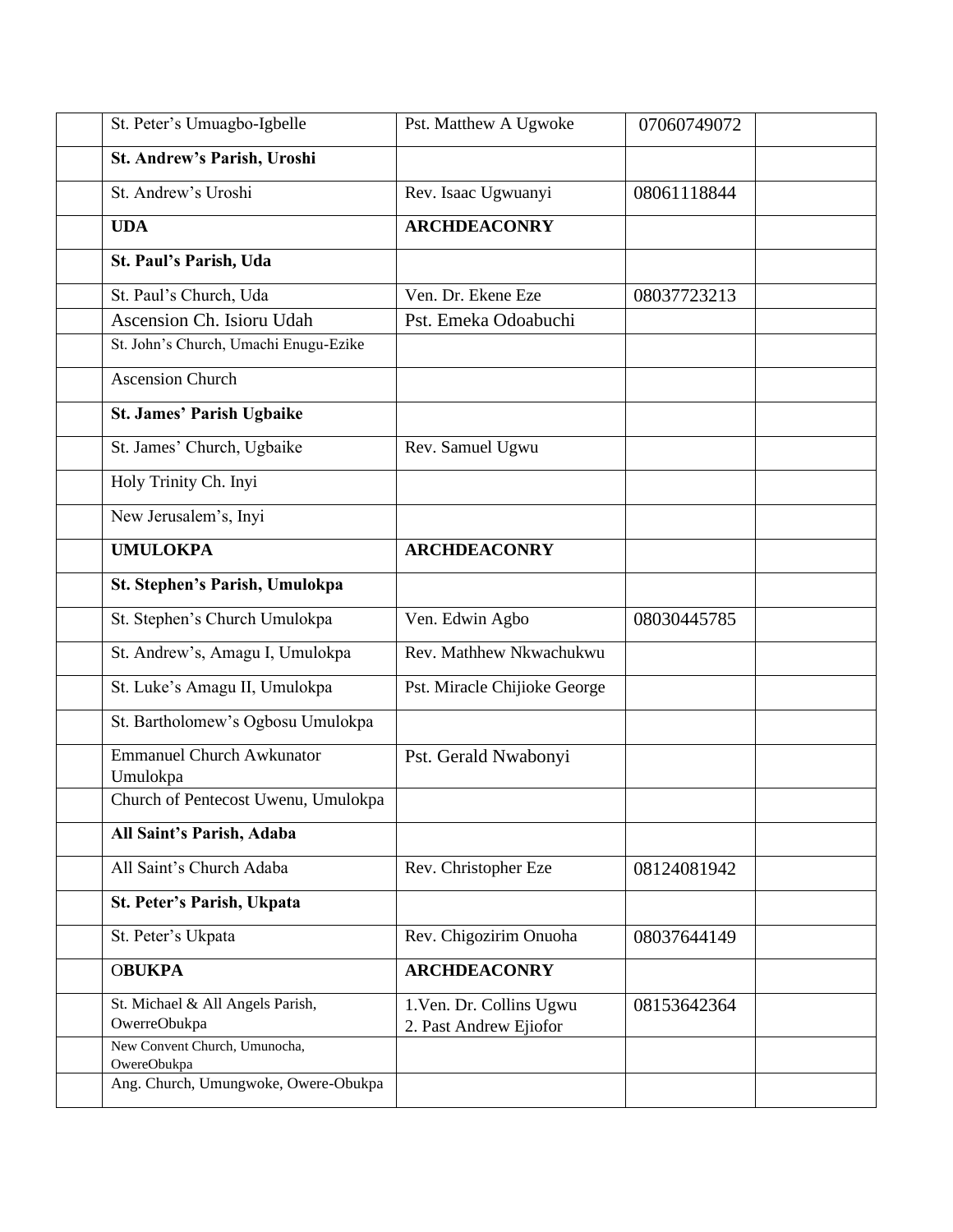| | | | | |
|---|---|---|---|---|
| | St. Peter's Umuagbo-Igbelle | Pst. Matthew A Ugwoke | 07060749072 | |
| | **St. Andrew's Parish, Uroshi** | | | |
| | St. Andrew's Uroshi | Rev. Isaac Ugwuanyi | 08061118844 | |
| | **UDA** | **ARCHDEACONRY** | | |
| | **St. Paul's Parish, Uda** | | | |
| | St. Paul's Church, Uda | Ven. Dr. Ekene Eze | 08037723213 | |
| | Ascension Ch. Isioru Udah | Pst. Emeka Odoabuchi | | |
| | St. John's Church, Umachi Enugu-Ezike | | | |
| | Ascension Church | | | |
| | **St. James' Parish Ugbaike** | | | |
| | St. James' Church, Ugbaike | Rev. Samuel Ugwu | | |
| | Holy Trinity Ch. Inyi | | | |
| | New Jerusalem's, Inyi | | | |
| | **UMULOKPA** | **ARCHDEACONRY** | | |
| | **St. Stephen's Parish, Umulokpa** | | | |
| | St. Stephen's Church Umulokpa | Ven. Edwin Agbo | 08030445785 | |
| | St. Andrew's, Amagu I, Umulokpa | Rev. Mathhew Nkwachukwu | | |
| | St. Luke's Amagu II, Umulokpa | Pst. Miracle Chijioke George | | |
| | St. Bartholomew's Ogbosu Umulokpa | | | |
| | Emmanuel Church Awkunator Umulokpa | Pst. Gerald Nwabonyi | | |
| | Church of Pentecost Uwenu, Umulokpa | | | |
| | **All Saint's Parish, Adaba** | | | |
| | All Saint's Church Adaba | Rev. Christopher Eze | 08124081942 | |
| | **St. Peter's Parish, Ukpata** | | | |
| | St. Peter's Ukpata | Rev. Chigozirim Onuoha | 08037644149 | |
| | O**BUKPA** | **ARCHDEACONRY** | | |
| | St. Michael & All Angels Parish, OwerreObukpa | 1.Ven. Dr. Collins Ugwu<br>2. Past Andrew Ejiofor | 08153642364 | |
| | New Convent Church, Umunocha, OwereObukpa | | | |
| | Ang. Church, Umungwoke, Owere-Obukpa | | | |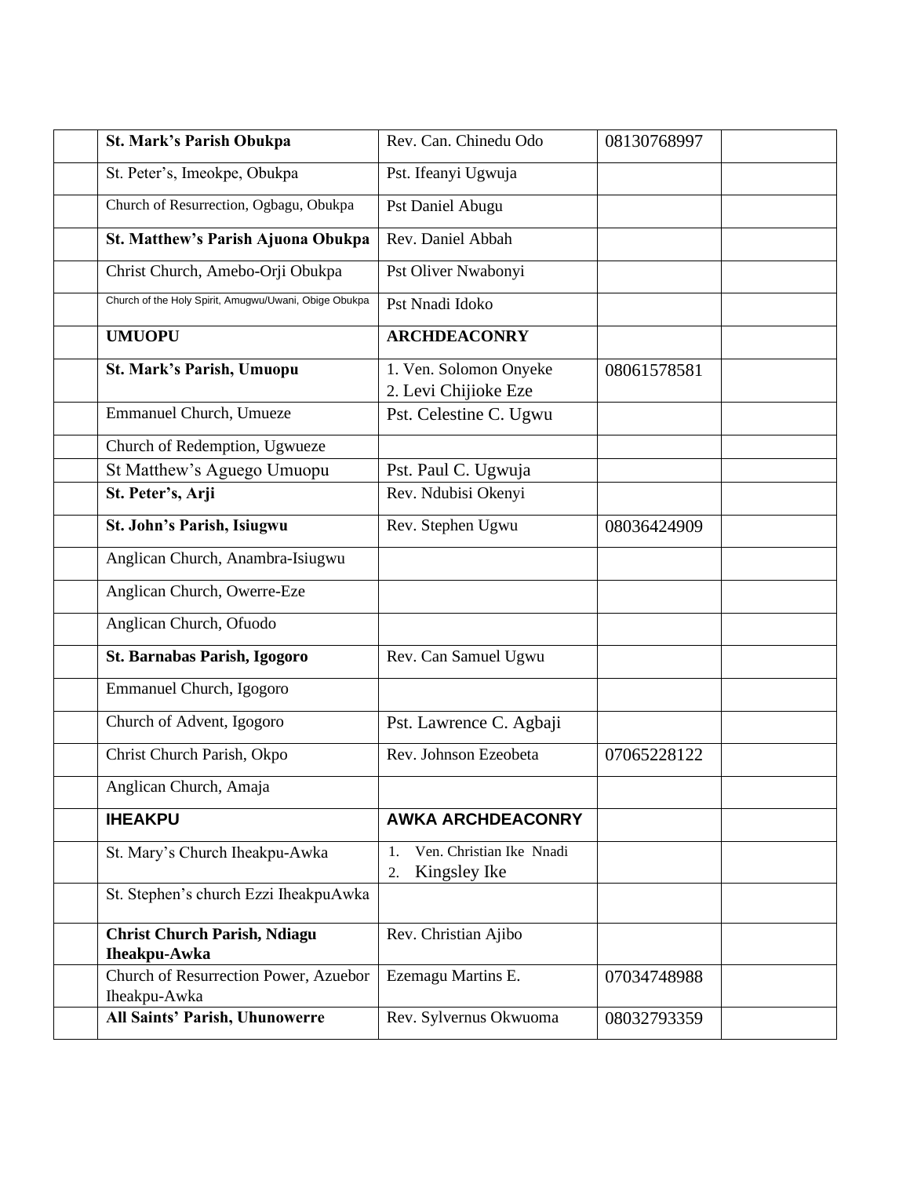| | | | | |
|---|---|---|---|---|
| | **St. Mark's Parish Obukpa** | Rev. Can. Chinedu Odo | 08130768997 | |
| | St. Peter's, Imeokpe, Obukpa | Pst. Ifeanyi Ugwuja | | |
| | Church of Resurrection, Ogbagu, Obukpa | Pst Daniel Abugu | | |
| | **St. Matthew's Parish Ajuona Obukpa** | Rev. Daniel Abbah | | |
| | Christ Church, Amebo-Orji Obukpa | Pst Oliver Nwabonyi | | |
| | Church of the Holy Spirit, Amugwu/Uwani, Obige Obukpa | Pst Nnadi Idoko | | |
| | **UMUOPU** | **ARCHDEACONRY** | | |
| | **St. Mark's Parish, Umuopu** | 1. Ven. Solomon Onyeke<br>2. Levi Chijioke Eze | 08061578581 | |
| | Emmanuel Church, Umueze | Pst. Celestine C. Ugwu | | |
| | Church of Redemption, Ugwueze | | | |
| | St Matthew's Aguego Umuopu | Pst. Paul C. Ugwuja | | |
| | **St. Peter's, Arji** | Rev. Ndubisi Okenyi | | |
| | **St. John's Parish, Isiugwu** | Rev. Stephen Ugwu | 08036424909 | |
| | Anglican Church, Anambra-Isiugwu | | | |
| | Anglican Church, Owerre-Eze | | | |
| | Anglican Church, Ofuodo | | | |
| | **St. Barnabas Parish, Igogoro** | Rev. Can Samuel Ugwu | | |
| | Emmanuel Church, Igogoro | | | |
| | Church of Advent, Igogoro | Pst. Lawrence C. Agbaji | | |
| | Christ Church Parish, Okpo | Rev. Johnson Ezeobeta | 07065228122 | |
| | Anglican Church, Amaja | | | |
| | **IHEAKPU** | **AWKA ARCHDEACONRY** | | |
| | St. Mary's Church Iheakpu-Awka | 1. Ven. Christian Ike Nnadi<br>2. Kingsley Ike | | |
| | St. Stephen's church Ezzi IheakpuAwka | | | |
| | **Christ Church Parish, Ndiagu Iheakpu-Awka** | Rev. Christian Ajibo | | |
| | Church of Resurrection Power, Azuebor Iheakpu-Awka | Ezemagu Martins E. | 07034748988 | |
| | **All Saints' Parish, Uhunowerre** | Rev. Sylvernus Okwuoma | 08032793359 | |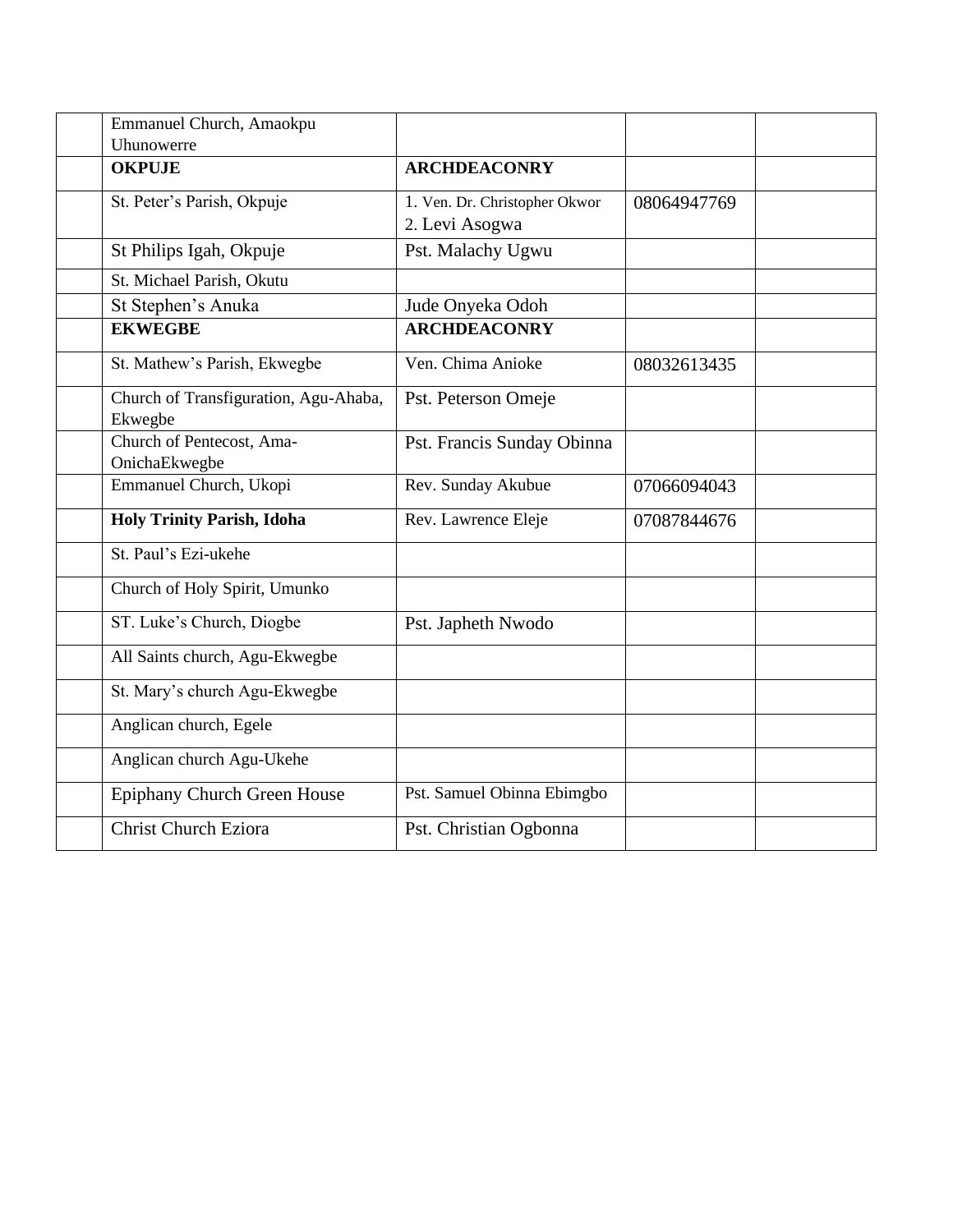| | | | | |
|---|---|---|---|---|
| | Emmanuel Church, Amaokpu Uhunowerre | | | |
| | **OKPUJE** | **ARCHDEACONRY** | | |
| | St. Peter's Parish, Okpuje | 1. Ven. Dr. Christopher Okwor<br>2. Levi Asogwa | 08064947769 | |
| | St Philips Igah, Okpuje | Pst. Malachy Ugwu | | |
| | St. Michael Parish, Okutu | | | |
| | St Stephen's Anuka | Jude Onyeka Odoh | | |
| | **EKWEGBE** | **ARCHDEACONRY** | | |
| | St. Mathew's Parish, Ekwegbe | Ven. Chima Anioke | 08032613435 | |
| | Church of Transfiguration, Agu-Ahaba, Ekwegbe | Pst. Peterson Omeje | | |
| | Church of Pentecost, Ama-OnichaEkwegbe | Pst. Francis Sunday Obinna | | |
| | Emmanuel Church, Ukopi | Rev. Sunday Akubue | 07066094043 | |
| | **Holy Trinity Parish, Idoha** | Rev. Lawrence Eleje | 07087844676 | |
| | St. Paul's Ezi-ukehe | | | |
| | Church of Holy Spirit, Umunko | | | |
| | ST. Luke's Church, Diogbe | Pst. Japheth Nwodo | | |
| | All Saints church, Agu-Ekwegbe | | | |
| | St. Mary's church Agu-Ekwegbe | | | |
| | Anglican church, Egele | | | |
| | Anglican church Agu-Ukehe | | | |
| | Epiphany Church Green House | Pst. Samuel Obinna Ebimgbo | | |
| | Christ Church Eziora | Pst. Christian Ogbonna | | |